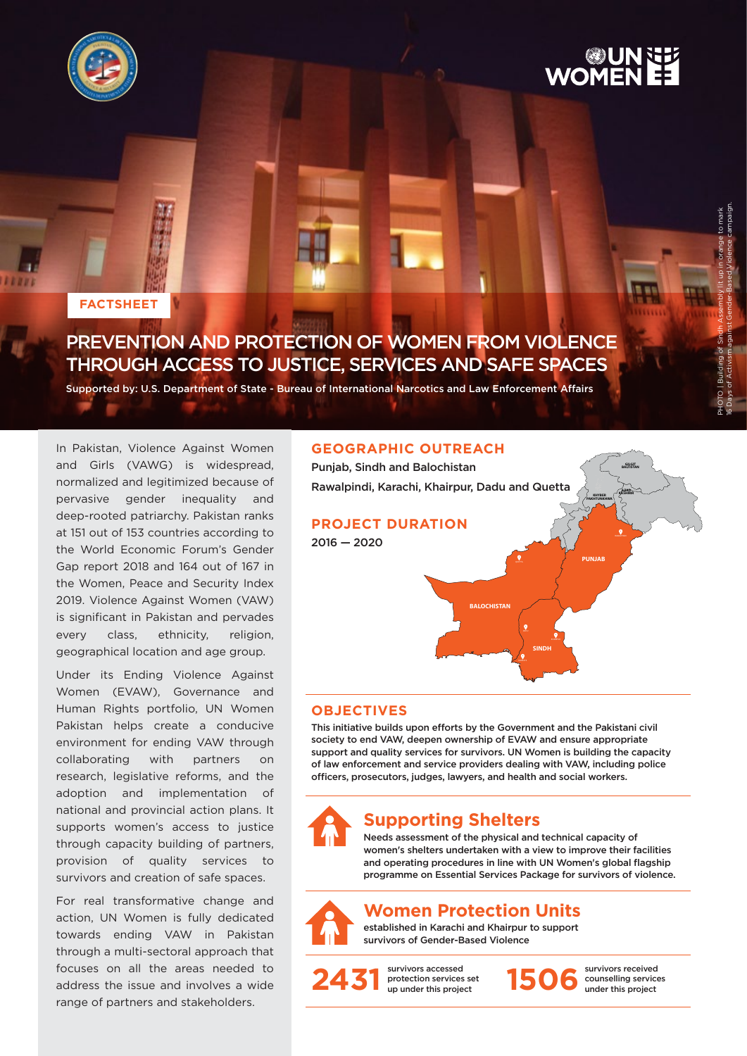FACTSHEET

# PREVENTION AND PROTECTION OF WOMEN FROM VIOLENCE THROUGH ACCESS TO JUSTICE, SERVICES AND SAFE SPACES

Supported by: U.S. Department of State - Bureau of International Narcotics and Law Enforcement Affairs

PHOTO | Building of Sindh Assembly lit up in orange to mark 16 Days of Activism against Gender-Based Violence campaign.

In Pakistan, Violence Against Women and Girls (VAWG) is widespread, normalized and legitimized because of pervasive gender inequality and deep-rooted patriarchy. Pakistan ranks at 151 out of 153 countries according to the World Economic Forum's Gender Gap report 2018 and 164 out of 167 in the Women, Peace and Security Index 2019. Violence Against Women (VAW) is significant in Pakistan and pervades every class, ethnicity, religion, geographical location and age group.

Under its Ending Violence Against Women (EVAW), Governance and Human Rights portfolio, UN Women Pakistan helps create a conducive environment for ending VAW through collaborating with partners on research, legislative reforms, and the adoption and implementation of national and provincial action plans. It supports women's access to justice through capacity building of partners, provision of quality services to survivors and creation of safe spaces.

For real transformative change and action, UN Women is fully dedicated towards ending VAW in Pakistan through a multi-sectoral approach that focuses on all the areas needed to address the issue and involves a wide range of partners and stakeholders.

## GEOGRAPHIC OUTREACH

Punjab, Sindh and Balochistan

Rawalpindi, Karachi, Khairpur, Dadu and Quetta

## PROJECT DURATION

2016 — 2020

## OBJECTIVES

This initiative builds upon efforts by the Government and the Pakistani civil society to end VAW, deepen ownership of EVAW and ensure appropriate support and quality services for survivors. UN Women is building the capacity of law enforcement and service providers dealing with VAW, including police officers, prosecutors, judges, lawyers, and health and social workers.

## Supporting Shelters

Needs assessment of the physical and technical capacity of women's shelters undertaken with a view to improve their facilities and operating procedures in line with UN Women's global flagship programme on Essential Services Package for survivors of violence.

## Women Protection Units

established in Karachi and Khairpur to support survivors of Gender-Based Violence

**2431** survivors accessed protection services set up under this project

**1506** survivors received counselling services under this project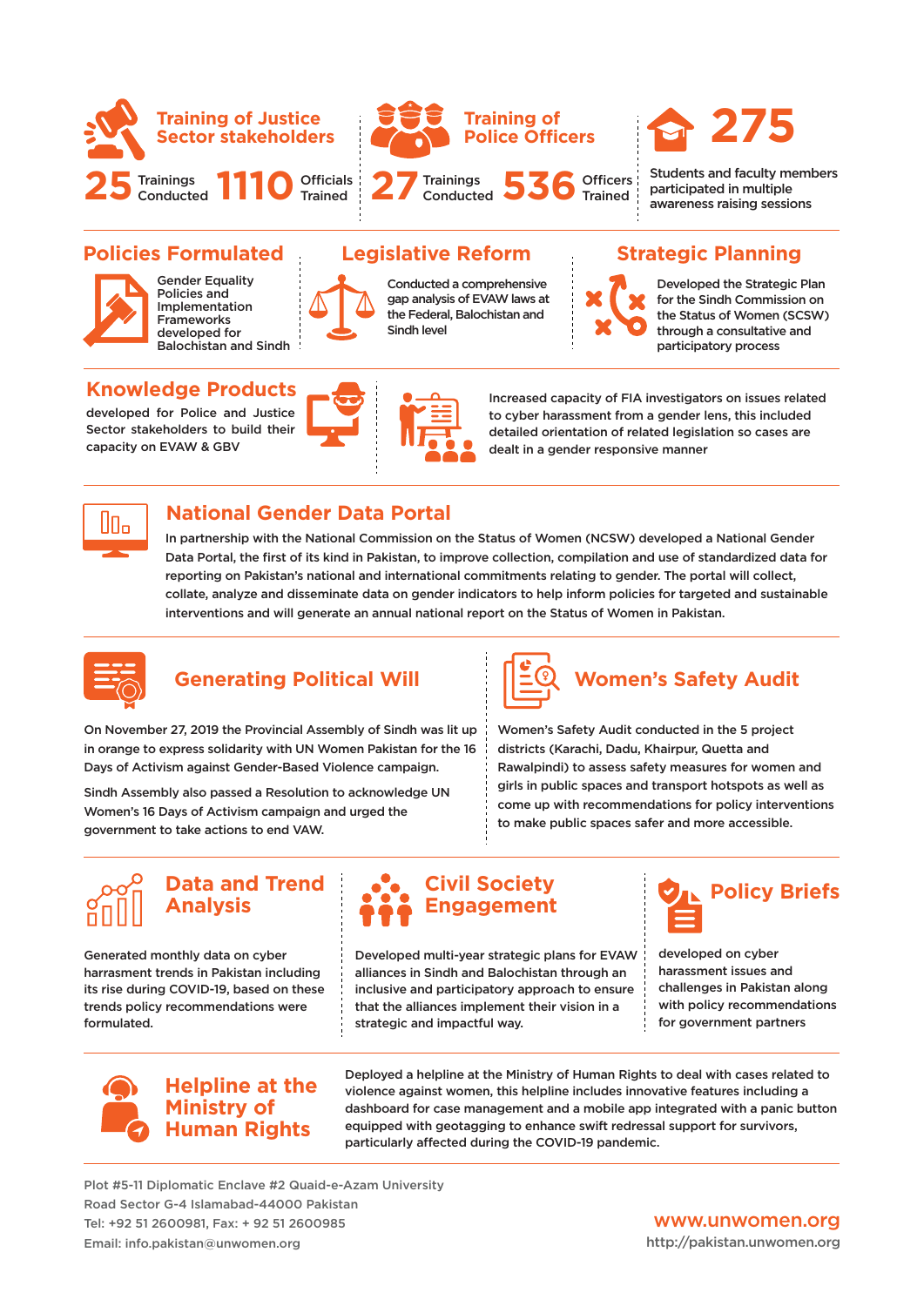## Training of Justice Sector stakeholders

**25** Trainings Conducted **1110** Officials Trained

## Training of Police Officers

**27** Trainings Conducted **536** Officers Trained

## 275

Students and faculty members participated in multiple awareness raising sessions

## Policies Formulated

Gender Equality Policies and Implementation Frameworks developed for Balochistan and Sindh

## Legislative Reform

Conducted a comprehensive gap analysis of EVAW laws at the Federal, Balochistan and Sindh level

## Strategic Planning

Developed the Strategic Plan for the Sindh Commission on the Status of Women (SCSW) through a consultative and participatory process

## Knowledge Products

developed for Police and Justice Sector stakeholders to build their capacity on EVAW & GBV

Increased capacity of FIA investigators on issues related to cyber harassment from a gender lens, this included detailed orientation of related legislation so cases are dealt in a gender responsive manner

## National Gender Data Portal

In partnership with the National Commission on the Status of Women (NCSW) developed a National Gender Data Portal, the first of its kind in Pakistan, to improve collection, compilation and use of standardized data for reporting on Pakistan's national and international commitments relating to gender. The portal will collect, collate, analyze and disseminate data on gender indicators to help inform policies for targeted and sustainable interventions and will generate an annual national report on the Status of Women in Pakistan.

## Generating Political Will

On November 27, 2019 the Provincial Assembly of Sindh was lit up in orange to express solidarity with UN Women Pakistan for the 16 Days of Activism against Gender-Based Violence campaign.

Sindh Assembly also passed a Resolution to acknowledge UN Women's 16 Days of Activism campaign and urged the government to take actions to end VAW.

## Women's Safety Audit

Women's Safety Audit conducted in the 5 project districts (Karachi, Dadu, Khairpur, Quetta and Rawalpindi) to assess safety measures for women and girls in public spaces and transport hotspots as well as come up with recommendations for policy interventions to make public spaces safer and more accessible.

## Data and Trend Analysis

Generated monthly data on cyber harrasment trends in Pakistan including its rise during COVID-19, based on these trends policy recommendations were formulated.

## Civil Society Engagement

Developed multi-year strategic plans for EVAW alliances in Sindh and Balochistan through an inclusive and participatory approach to ensure that the alliances implement their vision in a strategic and impactful way.

## Policy Briefs

developed on cyber harassment issues and challenges in Pakistan along with policy recommendations for government partners

## Helpline at the Ministry of Human Rights

Deployed a helpline at the Ministry of Human Rights to deal with cases related to violence against women, this helpline includes innovative features including a dashboard for case management and a mobile app integrated with a panic button equipped with geotagging to enhance swift redressal support for survivors, particularly affected during the COVID-19 pandemic.

Plot #5-11 Diplomatic Enclave #2 Quaid-e-Azam University Road Sector G-4 Islamabad-44000 Pakistan
Tel: +92 51 2600981, Fax: + 92 51 2600985
Email: info.pakistan@unwomen.org

www.unwomen.org
http://pakistan.unwomen.org